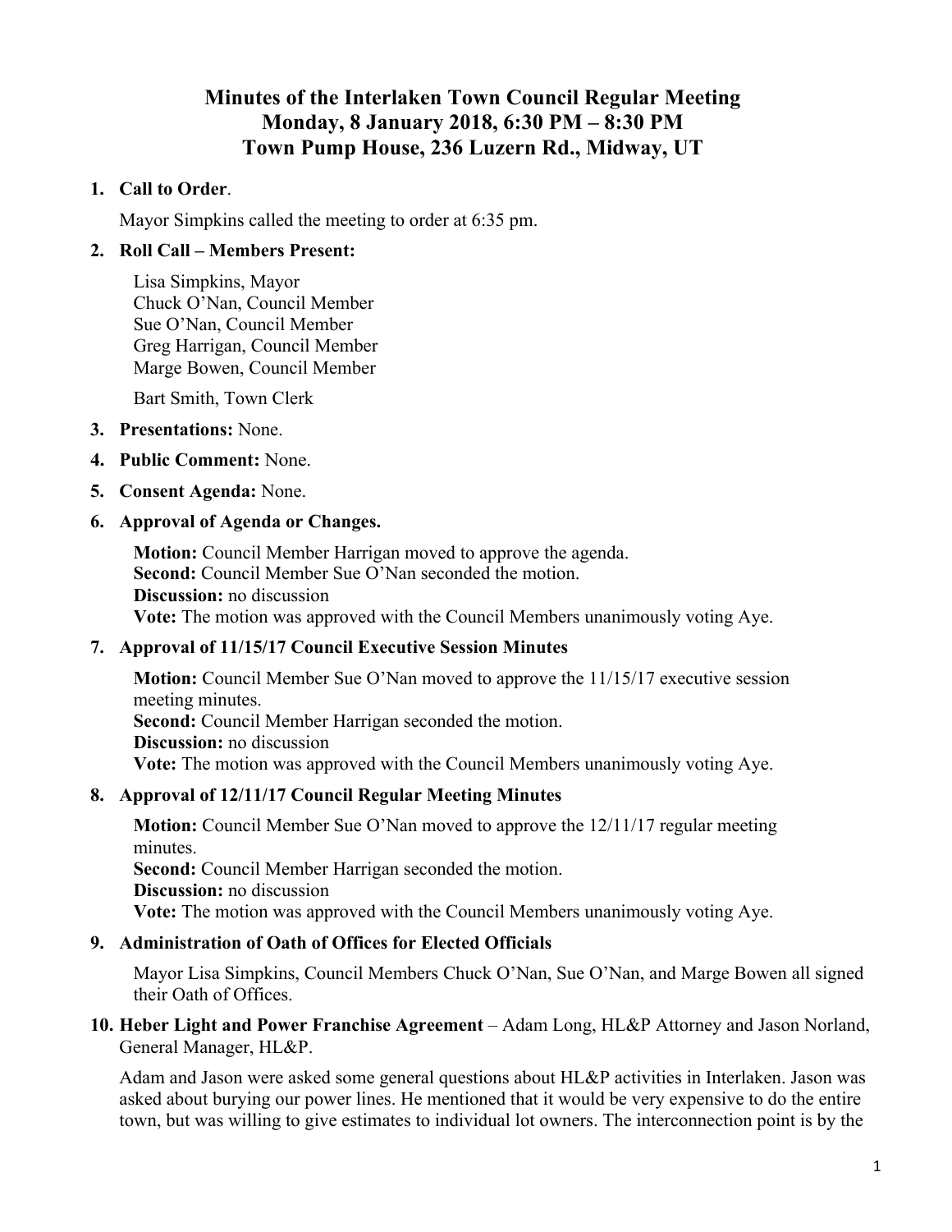# Minutes of the Interlaken Town Council Regular Meeting
# Monday, 8 January 2018, 6:30 PM – 8:30 PM
# Town Pump House, 236 Luzern Rd., Midway, UT

1. **Call to Order**.

   Mayor Simpkins called the meeting to order at 6:35 pm.

2. **Roll Call – Members Present:**

   Lisa Simpkins, Mayor
   Chuck O'Nan, Council Member
   Sue O'Nan, Council Member
   Greg Harrigan, Council Member
   Marge Bowen, Council Member

   Bart Smith, Town Clerk

3. **Presentations:** None.

4. **Public Comment:** None.

5. **Consent Agenda:** None.

6. **Approval of Agenda or Changes.**

   **Motion:** Council Member Harrigan moved to approve the agenda.
   **Second:** Council Member Sue O'Nan seconded the motion.
   **Discussion:** no discussion
   **Vote:** The motion was approved with the Council Members unanimously voting Aye.

7. **Approval of 11/15/17 Council Executive Session Minutes**

   **Motion:** Council Member Sue O'Nan moved to approve the 11/15/17 executive session meeting minutes.
   **Second:** Council Member Harrigan seconded the motion.
   **Discussion:** no discussion
   **Vote:** The motion was approved with the Council Members unanimously voting Aye.

8. **Approval of 12/11/17 Council Regular Meeting Minutes**

   **Motion:** Council Member Sue O'Nan moved to approve the 12/11/17 regular meeting minutes.
   **Second:** Council Member Harrigan seconded the motion.
   **Discussion:** no discussion
   **Vote:** The motion was approved with the Council Members unanimously voting Aye.

9. **Administration of Oath of Offices for Elected Officials**

   Mayor Lisa Simpkins, Council Members Chuck O'Nan, Sue O'Nan, and Marge Bowen all signed their Oath of Offices.

10. **Heber Light and Power Franchise Agreement** – Adam Long, HL&P Attorney and Jason Norland, General Manager, HL&P.

    Adam and Jason were asked some general questions about HL&P activities in Interlaken. Jason was asked about burying our power lines. He mentioned that it would be very expensive to do the entire town, but was willing to give estimates to individual lot owners. The interconnection point is by the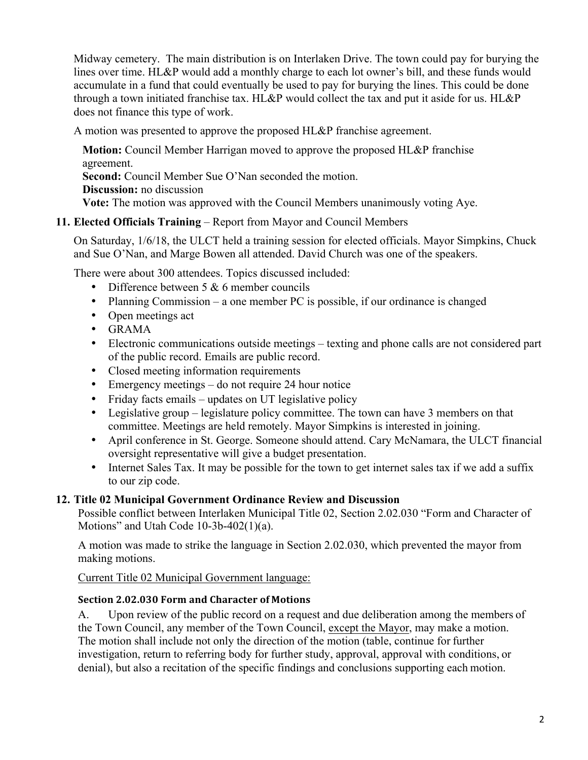Midway cemetery. The main distribution is on Interlaken Drive. The town could pay for burying the lines over time. HL&P would add a monthly charge to each lot owner's bill, and these funds would accumulate in a fund that could eventually be used to pay for burying the lines. This could be done through a town initiated franchise tax. HL&P would collect the tax and put it aside for us. HL&P does not finance this type of work.

A motion was presented to approve the proposed HL&P franchise agreement.

**Motion:** Council Member Harrigan moved to approve the proposed HL&P franchise agreement.
**Second:** Council Member Sue O'Nan seconded the motion.
**Discussion:** no discussion
**Vote:** The motion was approved with the Council Members unanimously voting Aye.

**11. Elected Officials Training** – Report from Mayor and Council Members

On Saturday, 1/6/18, the ULCT held a training session for elected officials. Mayor Simpkins, Chuck and Sue O'Nan, and Marge Bowen all attended. David Church was one of the speakers.

There were about 300 attendees. Topics discussed included:

- Difference between 5 & 6 member councils
- Planning Commission – a one member PC is possible, if our ordinance is changed
- Open meetings act
- GRAMA
- Electronic communications outside meetings – texting and phone calls are not considered part of the public record. Emails are public record.
- Closed meeting information requirements
- Emergency meetings – do not require 24 hour notice
- Friday facts emails – updates on UT legislative policy
- Legislative group – legislature policy committee. The town can have 3 members on that committee. Meetings are held remotely. Mayor Simpkins is interested in joining.
- April conference in St. George. Someone should attend. Cary McNamara, the ULCT financial oversight representative will give a budget presentation.
- Internet Sales Tax. It may be possible for the town to get internet sales tax if we add a suffix to our zip code.

**12. Title 02 Municipal Government Ordinance Review and Discussion**

Possible conflict between Interlaken Municipal Title 02, Section 2.02.030 "Form and Character of Motions" and Utah Code 10-3b-402(1)(a).

A motion was made to strike the language in Section 2.02.030, which prevented the mayor from making motions.

Current Title 02 Municipal Government language:

**Section 2.02.030 Form and Character of Motions**

A. Upon review of the public record on a request and due deliberation among the members of the Town Council, any member of the Town Council, except the Mayor, may make a motion. The motion shall include not only the direction of the motion (table, continue for further investigation, return to referring body for further study, approval, approval with conditions, or denial), but also a recitation of the specific findings and conclusions supporting each motion.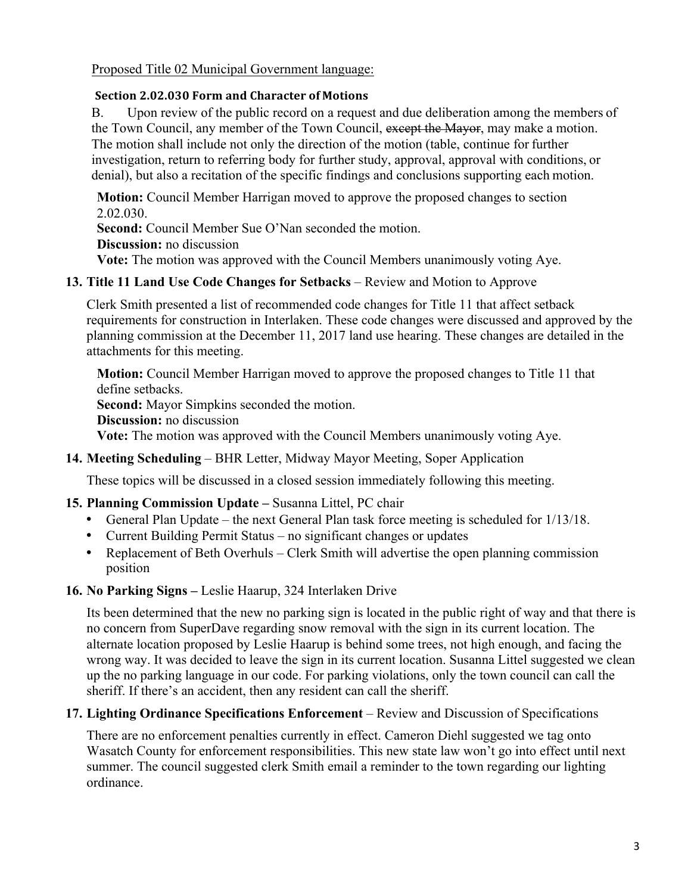Proposed Title 02 Municipal Government language:

**Section 2.02.030 Form and Character of Motions**

B. Upon review of the public record on a request and due deliberation among the members of the Town Council, any member of the Town Council, ~~except the Mayor~~, may make a motion. The motion shall include not only the direction of the motion (table, continue for further investigation, return to referring body for further study, approval, approval with conditions, or denial), but also a recitation of the specific findings and conclusions supporting each motion.

**Motion:** Council Member Harrigan moved to approve the proposed changes to section 2.02.030.
**Second:** Council Member Sue O'Nan seconded the motion.
**Discussion:** no discussion
**Vote:** The motion was approved with the Council Members unanimously voting Aye.

**13. Title 11 Land Use Code Changes for Setbacks** – Review and Motion to Approve

Clerk Smith presented a list of recommended code changes for Title 11 that affect setback requirements for construction in Interlaken. These code changes were discussed and approved by the planning commission at the December 11, 2017 land use hearing. These changes are detailed in the attachments for this meeting.

**Motion:** Council Member Harrigan moved to approve the proposed changes to Title 11 that define setbacks.
**Second:** Mayor Simpkins seconded the motion.
**Discussion:** no discussion
**Vote:** The motion was approved with the Council Members unanimously voting Aye.

**14. Meeting Scheduling** – BHR Letter, Midway Mayor Meeting, Soper Application

These topics will be discussed in a closed session immediately following this meeting.

**15. Planning Commission Update –** Susanna Littel, PC chair

- General Plan Update – the next General Plan task force meeting is scheduled for 1/13/18.
- Current Building Permit Status – no significant changes or updates
- Replacement of Beth Overhuls – Clerk Smith will advertise the open planning commission position

**16. No Parking Signs –** Leslie Haarup, 324 Interlaken Drive

Its been determined that the new no parking sign is located in the public right of way and that there is no concern from SuperDave regarding snow removal with the sign in its current location. The alternate location proposed by Leslie Haarup is behind some trees, not high enough, and facing the wrong way. It was decided to leave the sign in its current location. Susanna Littel suggested we clean up the no parking language in our code. For parking violations, only the town council can call the sheriff. If there's an accident, then any resident can call the sheriff.

**17. Lighting Ordinance Specifications Enforcement** – Review and Discussion of Specifications

There are no enforcement penalties currently in effect. Cameron Diehl suggested we tag onto Wasatch County for enforcement responsibilities. This new state law won't go into effect until next summer. The council suggested clerk Smith email a reminder to the town regarding our lighting ordinance.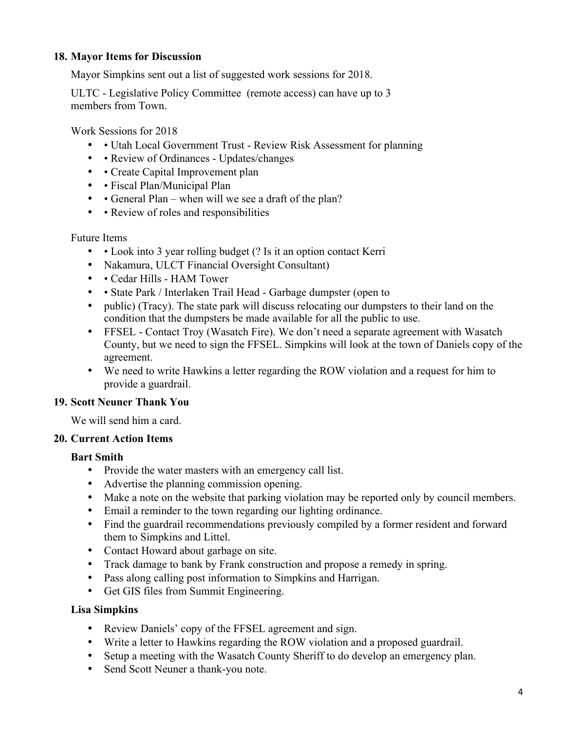**18. Mayor Items for Discussion**

Mayor Simpkins sent out a list of suggested work sessions for 2018.

ULTC - Legislative Policy Committee (remote access) can have up to 3 members from Town.

Work Sessions for 2018

- • Utah Local Government Trust - Review Risk Assessment for planning
- • Review of Ordinances - Updates/changes
- • Create Capital Improvement plan
- • Fiscal Plan/Municipal Plan
- • General Plan – when will we see a draft of the plan?
- • Review of roles and responsibilities

Future Items

- • Look into 3 year rolling budget (? Is it an option contact Kerri
- Nakamura, ULCT Financial Oversight Consultant)
- • Cedar Hills - HAM Tower
- • State Park / Interlaken Trail Head - Garbage dumpster (open to
- public) (Tracy). The state park will discuss relocating our dumpsters to their land on the condition that the dumpsters be made available for all the public to use.
- FFSEL - Contact Troy (Wasatch Fire). We don't need a separate agreement with Wasatch County, but we need to sign the FFSEL. Simpkins will look at the town of Daniels copy of the agreement.
- We need to write Hawkins a letter regarding the ROW violation and a request for him to provide a guardrail.

**19. Scott Neuner Thank You**

We will send him a card.

**20. Current Action Items**

**Bart Smith**

- Provide the water masters with an emergency call list.
- Advertise the planning commission opening.
- Make a note on the website that parking violation may be reported only by council members.
- Email a reminder to the town regarding our lighting ordinance.
- Find the guardrail recommendations previously compiled by a former resident and forward them to Simpkins and Littel.
- Contact Howard about garbage on site.
- Track damage to bank by Frank construction and propose a remedy in spring.
- Pass along calling post information to Simpkins and Harrigan.
- Get GIS files from Summit Engineering.

**Lisa Simpkins**

- Review Daniels' copy of the FFSEL agreement and sign.
- Write a letter to Hawkins regarding the ROW violation and a proposed guardrail.
- Setup a meeting with the Wasatch County Sheriff to do develop an emergency plan.
- Send Scott Neuner a thank-you note.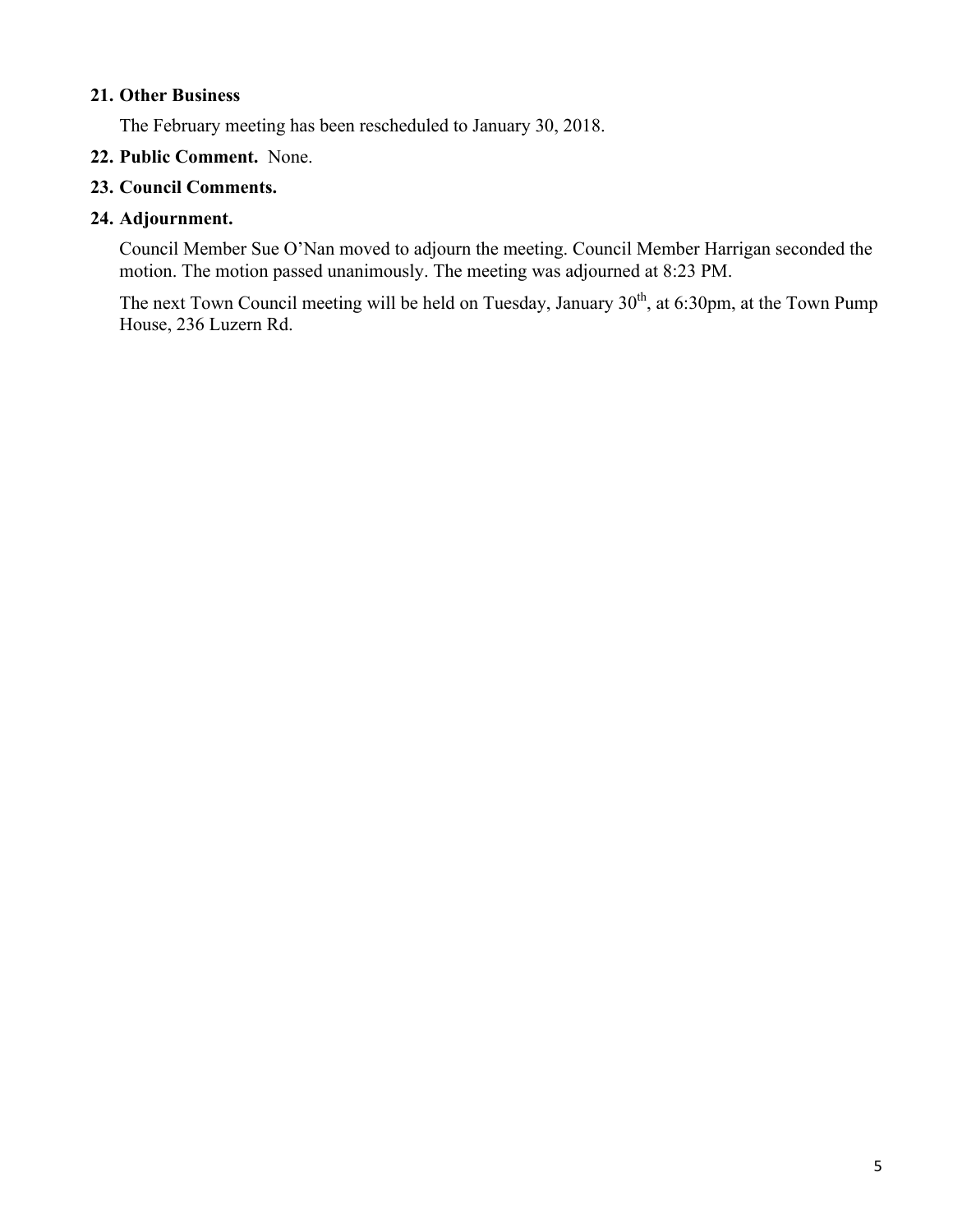**21. Other Business**

The February meeting has been rescheduled to January 30, 2018.

**22. Public Comment.** None.

**23. Council Comments.**

**24. Adjournment.**

Council Member Sue O'Nan moved to adjourn the meeting. Council Member Harrigan seconded the motion. The motion passed unanimously. The meeting was adjourned at 8:23 PM.

The next Town Council meeting will be held on Tuesday, January 30th, at 6:30pm, at the Town Pump House, 236 Luzern Rd.